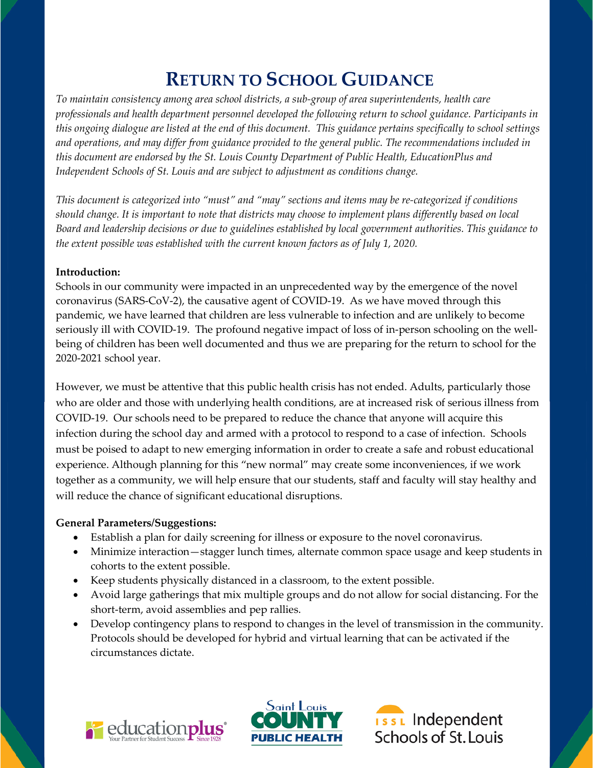# Return to School Guidance

*To maintain consistency among area school districts, a sub-group of area superintendents, health care professionals and health department personnel developed the following return to school guidance. Participants in this ongoing dialogue are listed at the end of this document. This guidance pertains specifically to school settings and operations, and may differ from guidance provided to the general public. The recommendations included in this document are endorsed by the St. Louis County Department of Public Health, EducationPlus and Independent Schools of St. Louis and are subject to adjustment as conditions change.*

*This document is categorized into "must" and "may" sections and items may be re-categorized if conditions should change. It is important to note that districts may choose to implement plans differently based on local Board and leadership decisions or due to guidelines established by local government authorities. This guidance to the extent possible was established with the current known factors as of July 1, 2020.*

**Introduction:**

Schools in our community were impacted in an unprecedented way by the emergence of the novel coronavirus (SARS-CoV-2), the causative agent of COVID-19. As we have moved through this pandemic, we have learned that children are less vulnerable to infection and are unlikely to become seriously ill with COVID-19. The profound negative impact of loss of in-person schooling on the well-being of children has been well documented and thus we are preparing for the return to school for the 2020-2021 school year.

However, we must be attentive that this public health crisis has not ended. Adults, particularly those who are older and those with underlying health conditions, are at increased risk of serious illness from COVID-19. Our schools need to be prepared to reduce the chance that anyone will acquire this infection during the school day and armed with a protocol to respond to a case of infection. Schools must be poised to adapt to new emerging information in order to create a safe and robust educational experience. Although planning for this "new normal" may create some inconveniences, if we work together as a community, we will help ensure that our students, staff and faculty will stay healthy and will reduce the chance of significant educational disruptions.

**General Parameters/Suggestions:**

- Establish a plan for daily screening for illness or exposure to the novel coronavirus.
- Minimize interaction—stagger lunch times, alternate common space usage and keep students in cohorts to the extent possible.
- Keep students physically distanced in a classroom, to the extent possible.
- Avoid large gatherings that mix multiple groups and do not allow for social distancing. For the short-term, avoid assemblies and pep rallies.
- Develop contingency plans to respond to changes in the level of transmission in the community. Protocols should be developed for hybrid and virtual learning that can be activated if the circumstances dictate.

educationplus Your Partner for Student Success Since 1928

Saint Louis COUNTY PUBLIC HEALTH

ISSL Independent Schools of St. Louis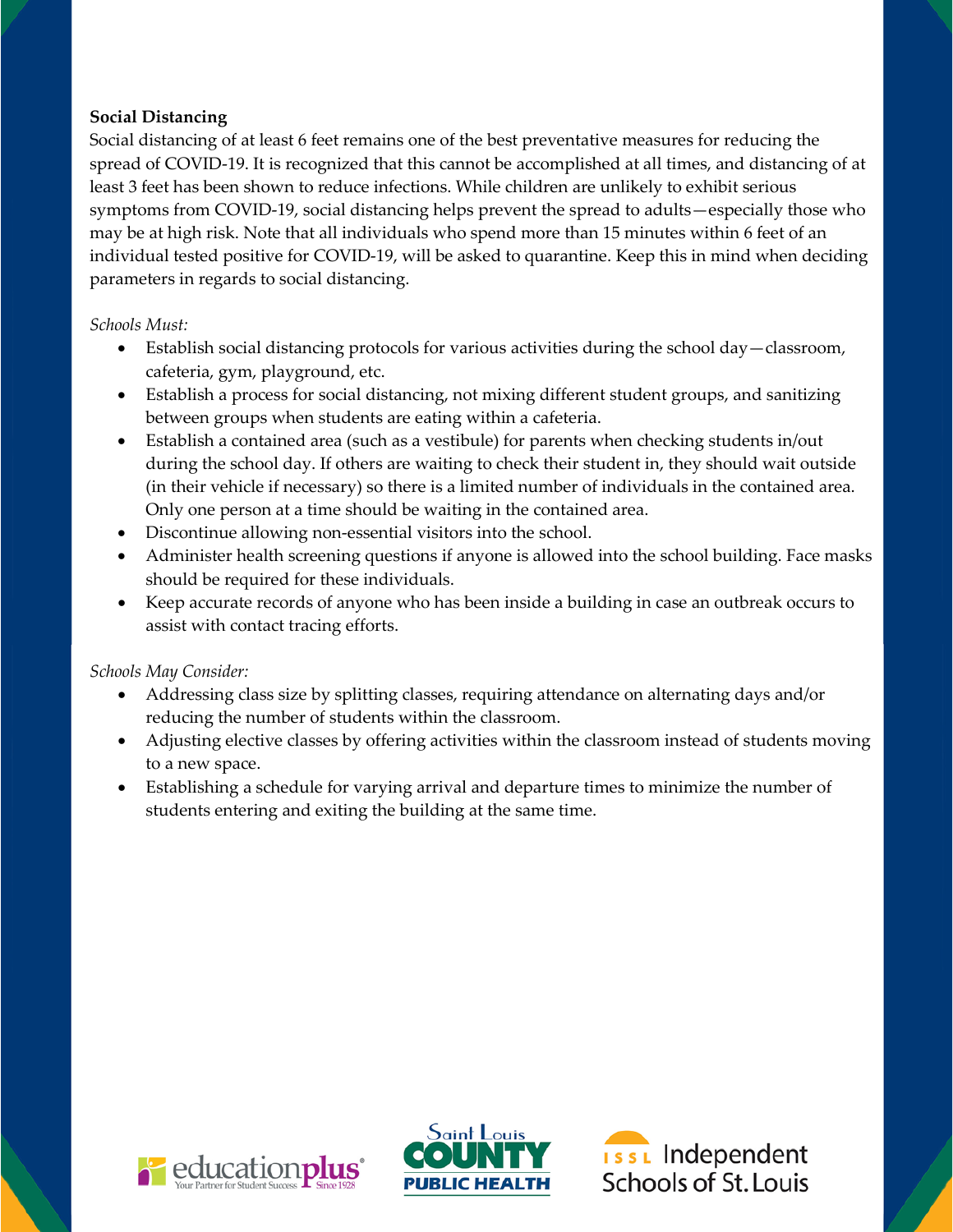**Social Distancing**

Social distancing of at least 6 feet remains one of the best preventative measures for reducing the spread of COVID-19. It is recognized that this cannot be accomplished at all times, and distancing of at least 3 feet has been shown to reduce infections. While children are unlikely to exhibit serious symptoms from COVID-19, social distancing helps prevent the spread to adults—especially those who may be at high risk. Note that all individuals who spend more than 15 minutes within 6 feet of an individual tested positive for COVID-19, will be asked to quarantine. Keep this in mind when deciding parameters in regards to social distancing.

*Schools Must:*

- Establish social distancing protocols for various activities during the school day—classroom, cafeteria, gym, playground, etc.
- Establish a process for social distancing, not mixing different student groups, and sanitizing between groups when students are eating within a cafeteria.
- Establish a contained area (such as a vestibule) for parents when checking students in/out during the school day. If others are waiting to check their student in, they should wait outside (in their vehicle if necessary) so there is a limited number of individuals in the contained area. Only one person at a time should be waiting in the contained area.
- Discontinue allowing non-essential visitors into the school.
- Administer health screening questions if anyone is allowed into the school building. Face masks should be required for these individuals.
- Keep accurate records of anyone who has been inside a building in case an outbreak occurs to assist with contact tracing efforts.

*Schools May Consider:*

- Addressing class size by splitting classes, requiring attendance on alternating days and/or reducing the number of students within the classroom.
- Adjusting elective classes by offering activities within the classroom instead of students moving to a new space.
- Establishing a schedule for varying arrival and departure times to minimize the number of students entering and exiting the building at the same time.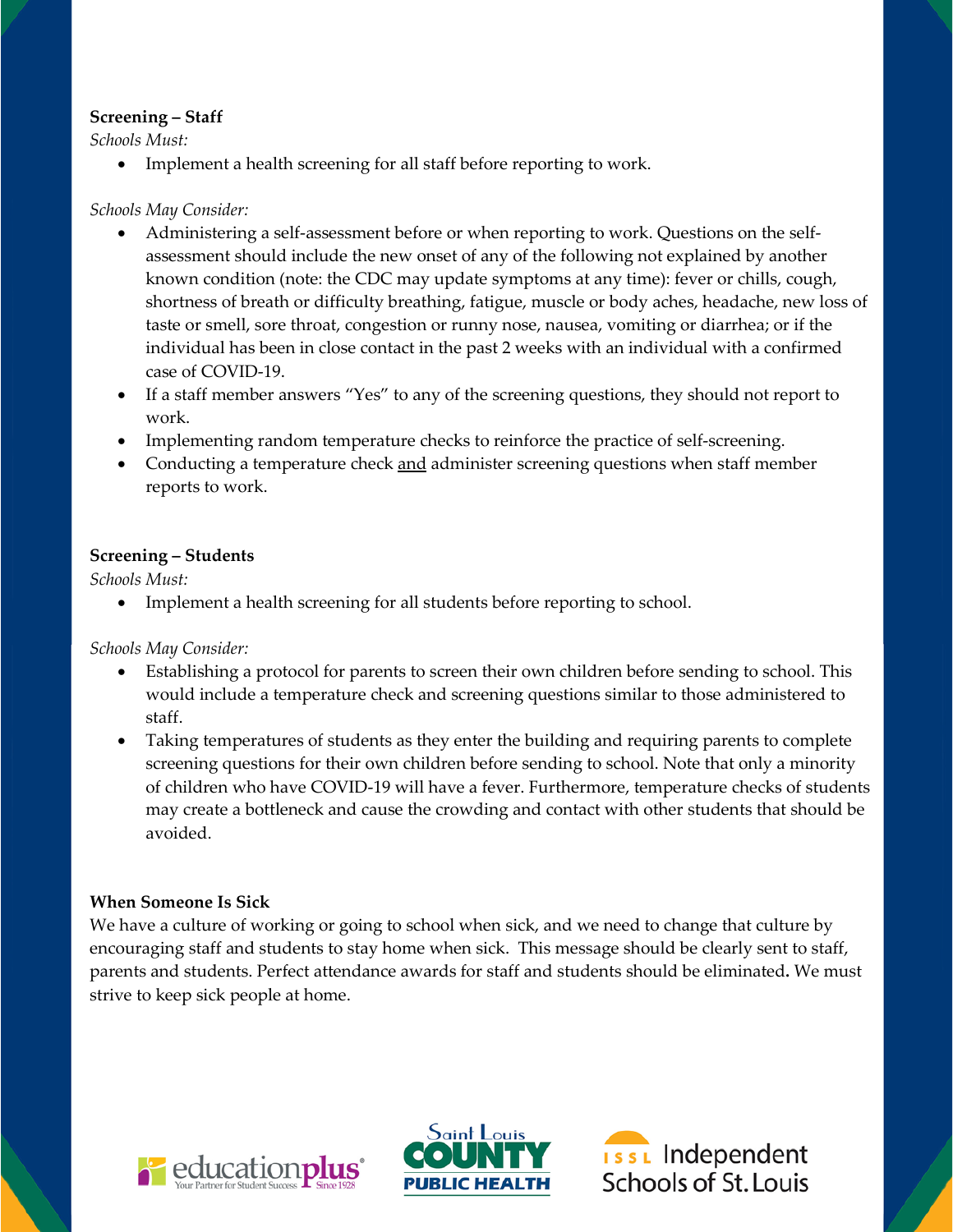**Screening – Staff**

*Schools Must:*

- Implement a health screening for all staff before reporting to work.

*Schools May Consider:*

- Administering a self-assessment before or when reporting to work. Questions on the self-assessment should include the new onset of any of the following not explained by another known condition (note: the CDC may update symptoms at any time): fever or chills, cough, shortness of breath or difficulty breathing, fatigue, muscle or body aches, headache, new loss of taste or smell, sore throat, congestion or runny nose, nausea, vomiting or diarrhea; or if the individual has been in close contact in the past 2 weeks with an individual with a confirmed case of COVID-19.
- If a staff member answers "Yes" to any of the screening questions, they should not report to work.
- Implementing random temperature checks to reinforce the practice of self-screening.
- Conducting a temperature check and administer screening questions when staff member reports to work.

**Screening – Students**

*Schools Must:*

- Implement a health screening for all students before reporting to school.

*Schools May Consider:*

- Establishing a protocol for parents to screen their own children before sending to school. This would include a temperature check and screening questions similar to those administered to staff.
- Taking temperatures of students as they enter the building and requiring parents to complete screening questions for their own children before sending to school. Note that only a minority of children who have COVID-19 will have a fever. Furthermore, temperature checks of students may create a bottleneck and cause the crowding and contact with other students that should be avoided.

**When Someone Is Sick**

We have a culture of working or going to school when sick, and we need to change that culture by encouraging staff and students to stay home when sick. This message should be clearly sent to staff, parents and students. Perfect attendance awards for staff and students should be eliminated. We must strive to keep sick people at home.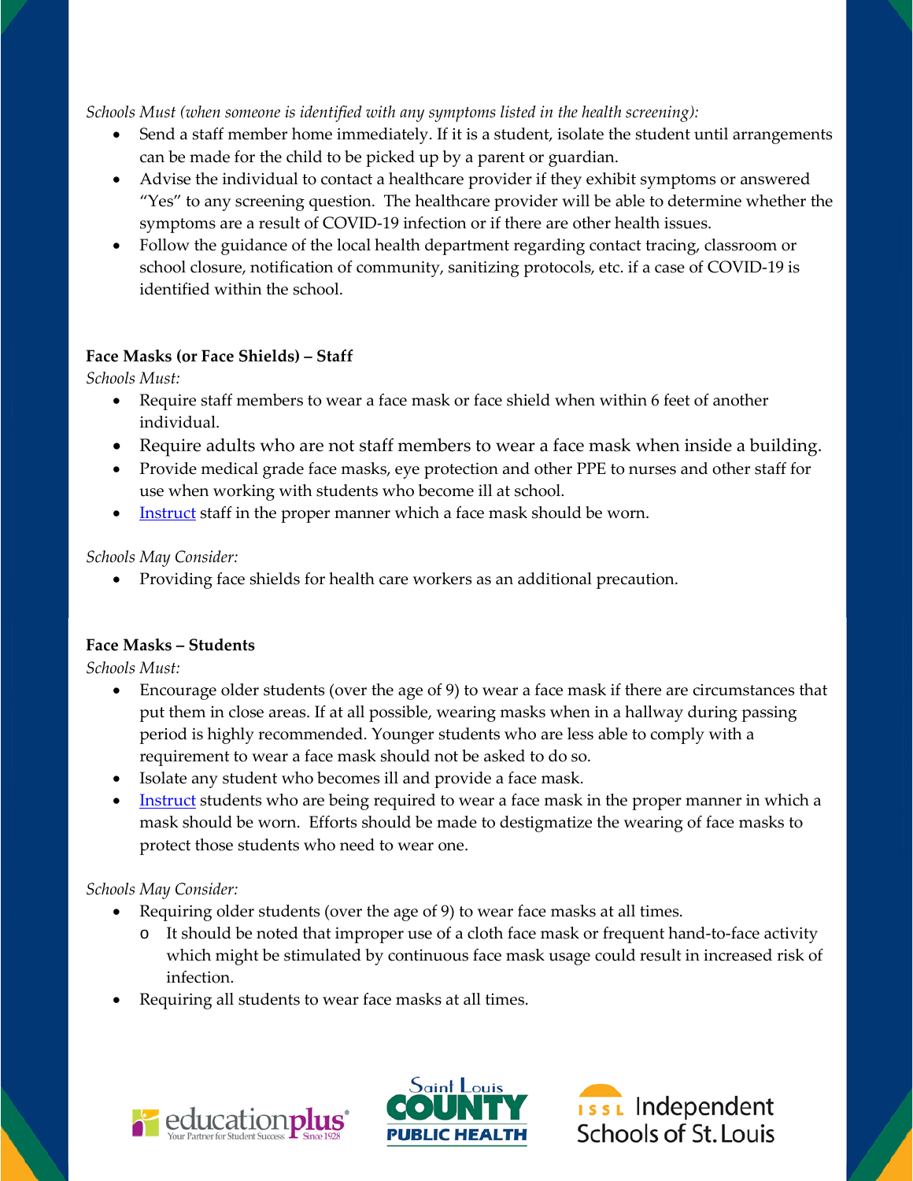*Schools Must (when someone is identified with any symptoms listed in the health screening):*

- Send a staff member home immediately. If it is a student, isolate the student until arrangements can be made for the child to be picked up by a parent or guardian.
- Advise the individual to contact a healthcare provider if they exhibit symptoms or answered "Yes" to any screening question. The healthcare provider will be able to determine whether the symptoms are a result of COVID-19 infection or if there are other health issues.
- Follow the guidance of the local health department regarding contact tracing, classroom or school closure, notification of community, sanitizing protocols, etc. if a case of COVID-19 is identified within the school.

**Face Masks (or Face Shields) – Staff**

*Schools Must:*

- Require staff members to wear a face mask or face shield when within 6 feet of another individual.
- Require adults who are not staff members to wear a face mask when inside a building.
- Provide medical grade face masks, eye protection and other PPE to nurses and other staff for use when working with students who become ill at school.
- [Instruct]() staff in the proper manner which a face mask should be worn.

*Schools May Consider:*

- Providing face shields for health care workers as an additional precaution.

**Face Masks – Students**

*Schools Must:*

- Encourage older students (over the age of 9) to wear a face mask if there are circumstances that put them in close areas. If at all possible, wearing masks when in a hallway during passing period is highly recommended. Younger students who are less able to comply with a requirement to wear a face mask should not be asked to do so.
- Isolate any student who becomes ill and provide a face mask.
- [Instruct]() students who are being required to wear a face mask in the proper manner in which a mask should be worn. Efforts should be made to destigmatize the wearing of face masks to protect those students who need to wear one.

*Schools May Consider:*

- Requiring older students (over the age of 9) to wear face masks at all times.
  - It should be noted that improper use of a cloth face mask or frequent hand-to-face activity which might be stimulated by continuous face mask usage could result in increased risk of infection.
- Requiring all students to wear face masks at all times.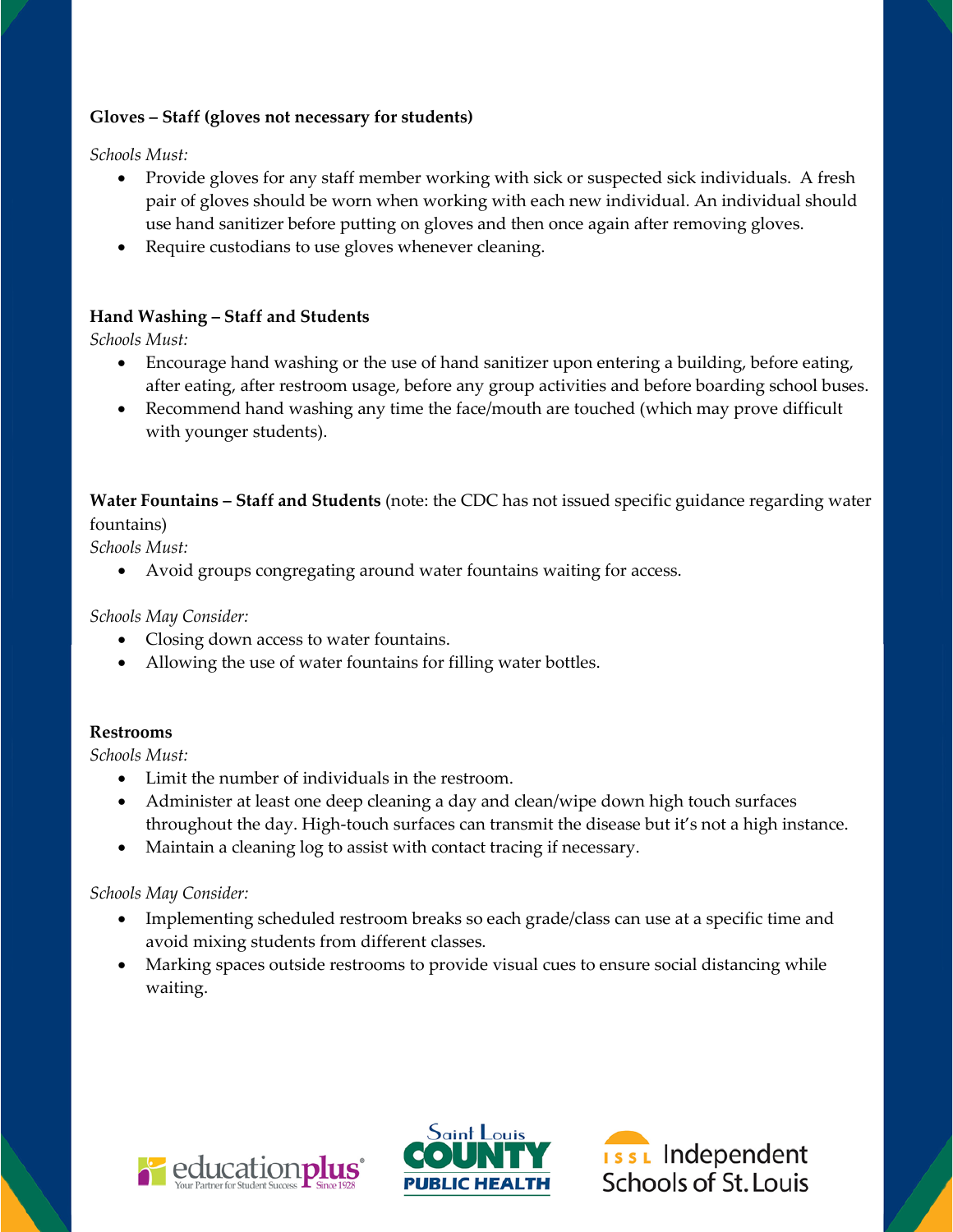**Gloves – Staff (gloves not necessary for students)**

*Schools Must:*

- Provide gloves for any staff member working with sick or suspected sick individuals. A fresh pair of gloves should be worn when working with each new individual. An individual should use hand sanitizer before putting on gloves and then once again after removing gloves.
- Require custodians to use gloves whenever cleaning.

**Hand Washing – Staff and Students**

*Schools Must:*

- Encourage hand washing or the use of hand sanitizer upon entering a building, before eating, after eating, after restroom usage, before any group activities and before boarding school buses.
- Recommend hand washing any time the face/mouth are touched (which may prove difficult with younger students).

**Water Fountains – Staff and Students** (note: the CDC has not issued specific guidance regarding water fountains)

*Schools Must:*

- Avoid groups congregating around water fountains waiting for access.

*Schools May Consider:*

- Closing down access to water fountains.
- Allowing the use of water fountains for filling water bottles.

**Restrooms**

*Schools Must:*

- Limit the number of individuals in the restroom.
- Administer at least one deep cleaning a day and clean/wipe down high touch surfaces throughout the day. High-touch surfaces can transmit the disease but it's not a high instance.
- Maintain a cleaning log to assist with contact tracing if necessary.

*Schools May Consider:*

- Implementing scheduled restroom breaks so each grade/class can use at a specific time and avoid mixing students from different classes.
- Marking spaces outside restrooms to provide visual cues to ensure social distancing while waiting.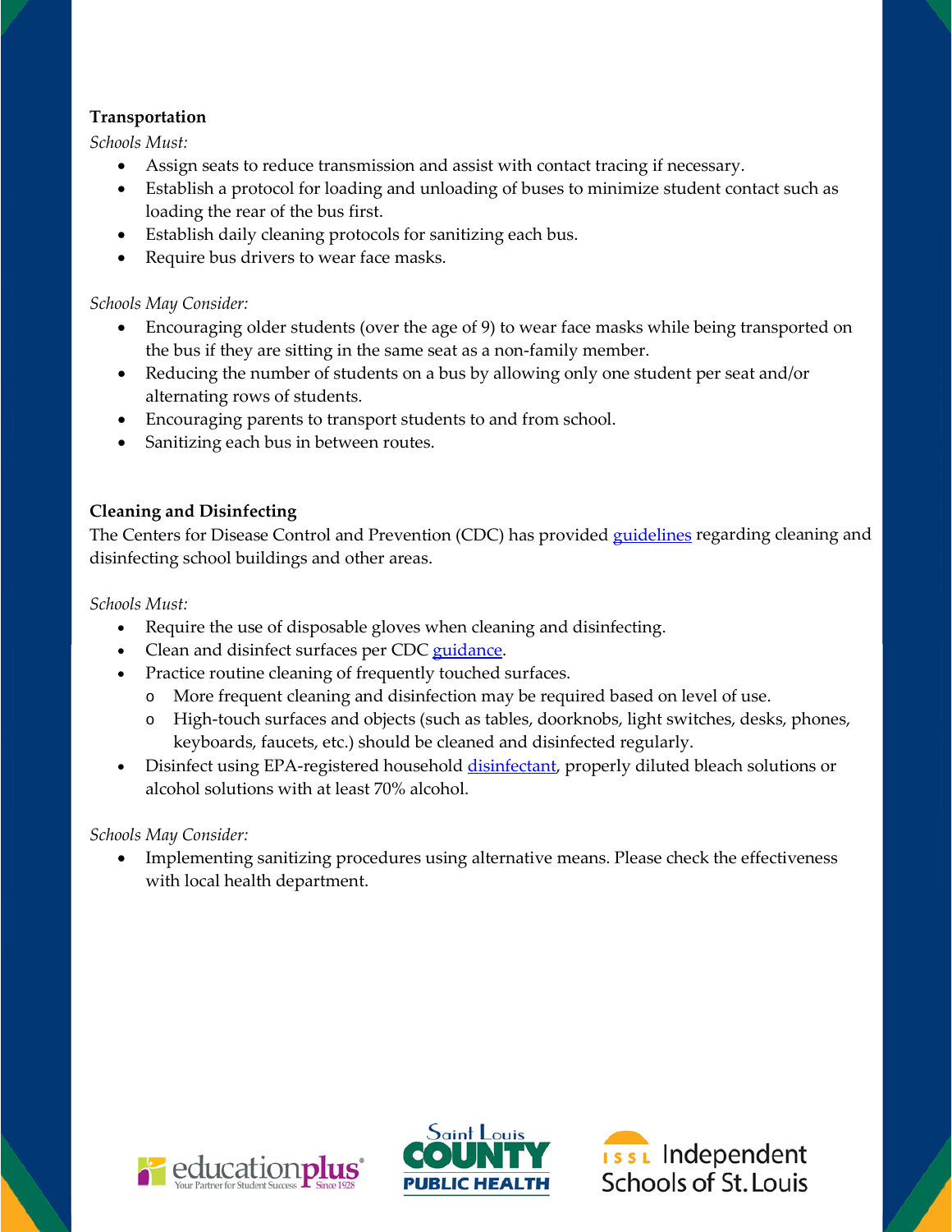**Transportation**

*Schools Must:*

- Assign seats to reduce transmission and assist with contact tracing if necessary.
- Establish a protocol for loading and unloading of buses to minimize student contact such as loading the rear of the bus first.
- Establish daily cleaning protocols for sanitizing each bus.
- Require bus drivers to wear face masks.

*Schools May Consider:*

- Encouraging older students (over the age of 9) to wear face masks while being transported on the bus if they are sitting in the same seat as a non-family member.
- Reducing the number of students on a bus by allowing only one student per seat and/or alternating rows of students.
- Encouraging parents to transport students to and from school.
- Sanitizing each bus in between routes.

**Cleaning and Disinfecting**

The Centers for Disease Control and Prevention (CDC) has provided guidelines regarding cleaning and disinfecting school buildings and other areas.

*Schools Must:*

- Require the use of disposable gloves when cleaning and disinfecting.
- Clean and disinfect surfaces per CDC guidance.
- Practice routine cleaning of frequently touched surfaces.
  - More frequent cleaning and disinfection may be required based on level of use.
  - High-touch surfaces and objects (such as tables, doorknobs, light switches, desks, phones, keyboards, faucets, etc.) should be cleaned and disinfected regularly.
- Disinfect using EPA-registered household disinfectant, properly diluted bleach solutions or alcohol solutions with at least 70% alcohol.

*Schools May Consider:*

- Implementing sanitizing procedures using alternative means. Please check the effectiveness with local health department.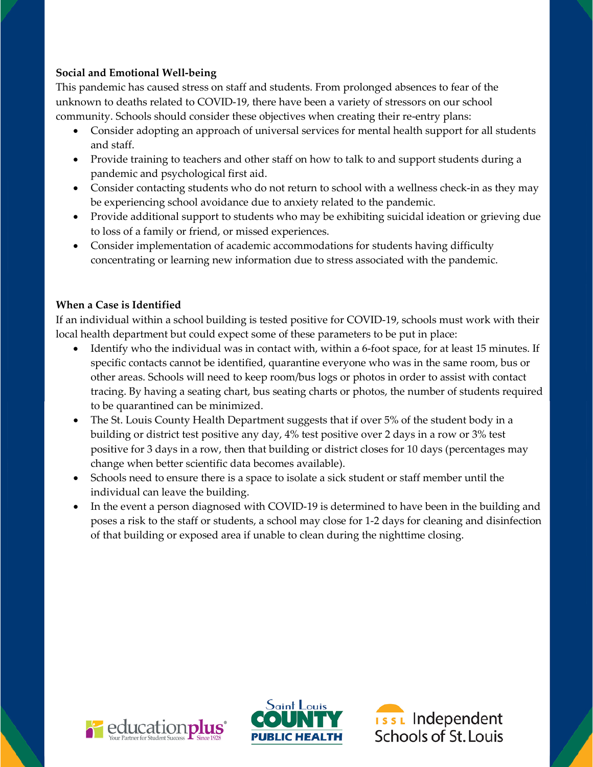**Social and Emotional Well-being**

This pandemic has caused stress on staff and students. From prolonged absences to fear of the unknown to deaths related to COVID-19, there have been a variety of stressors on our school community. Schools should consider these objectives when creating their re-entry plans:

- Consider adopting an approach of universal services for mental health support for all students and staff.
- Provide training to teachers and other staff on how to talk to and support students during a pandemic and psychological first aid.
- Consider contacting students who do not return to school with a wellness check-in as they may be experiencing school avoidance due to anxiety related to the pandemic.
- Provide additional support to students who may be exhibiting suicidal ideation or grieving due to loss of a family or friend, or missed experiences.
- Consider implementation of academic accommodations for students having difficulty concentrating or learning new information due to stress associated with the pandemic.

**When a Case is Identified**

If an individual within a school building is tested positive for COVID-19, schools must work with their local health department but could expect some of these parameters to be put in place:

- Identify who the individual was in contact with, within a 6-foot space, for at least 15 minutes. If specific contacts cannot be identified, quarantine everyone who was in the same room, bus or other areas. Schools will need to keep room/bus logs or photos in order to assist with contact tracing. By having a seating chart, bus seating charts or photos, the number of students required to be quarantined can be minimized.
- The St. Louis County Health Department suggests that if over 5% of the student body in a building or district test positive any day, 4% test positive over 2 days in a row or 3% test positive for 3 days in a row, then that building or district closes for 10 days (percentages may change when better scientific data becomes available).
- Schools need to ensure there is a space to isolate a sick student or staff member until the individual can leave the building.
- In the event a person diagnosed with COVID-19 is determined to have been in the building and poses a risk to the staff or students, a school may close for 1-2 days for cleaning and disinfection of that building or exposed area if unable to clean during the nighttime closing.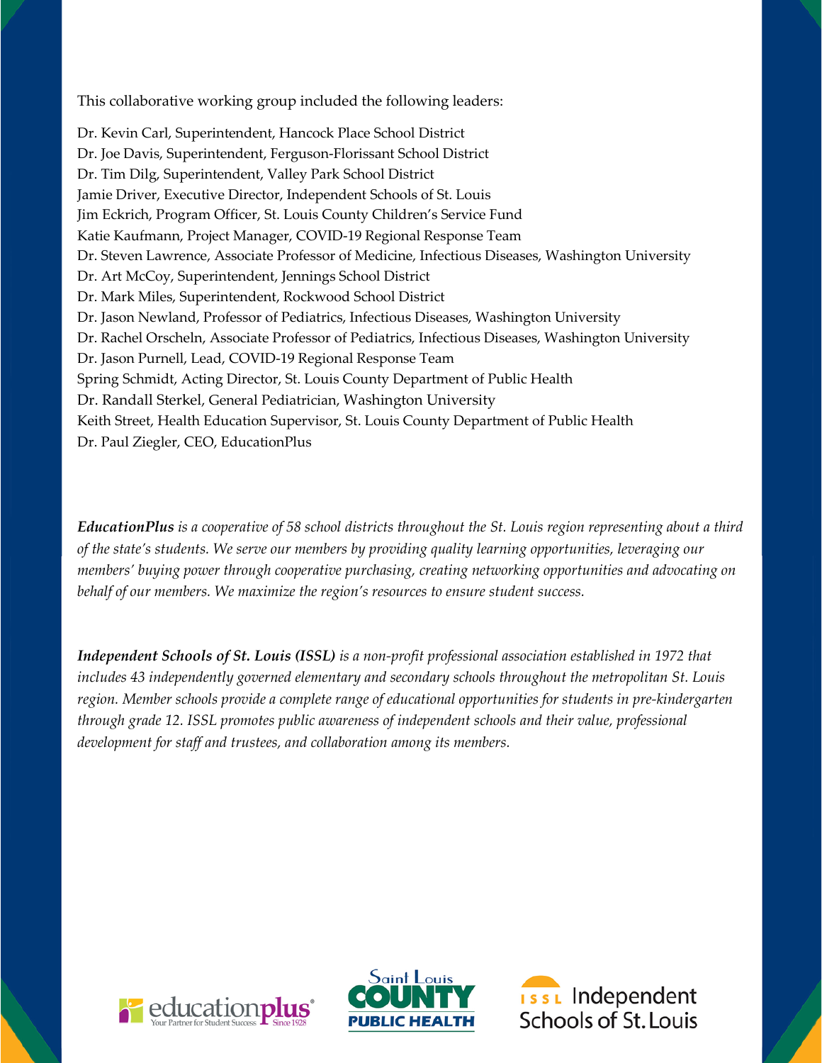This collaborative working group included the following leaders:

Dr. Kevin Carl, Superintendent, Hancock Place School District
Dr. Joe Davis, Superintendent, Ferguson-Florissant School District
Dr. Tim Dilg, Superintendent, Valley Park School District
Jamie Driver, Executive Director, Independent Schools of St. Louis
Jim Eckrich, Program Officer, St. Louis County Children's Service Fund
Katie Kaufmann, Project Manager, COVID-19 Regional Response Team
Dr. Steven Lawrence, Associate Professor of Medicine, Infectious Diseases, Washington University
Dr. Art McCoy, Superintendent, Jennings School District
Dr. Mark Miles, Superintendent, Rockwood School District
Dr. Jason Newland, Professor of Pediatrics, Infectious Diseases, Washington University
Dr. Rachel Orscheln, Associate Professor of Pediatrics, Infectious Diseases, Washington University
Dr. Jason Purnell, Lead, COVID-19 Regional Response Team
Spring Schmidt, Acting Director, St. Louis County Department of Public Health
Dr. Randall Sterkel, General Pediatrician, Washington University
Keith Street, Health Education Supervisor, St. Louis County Department of Public Health
Dr. Paul Ziegler, CEO, EducationPlus

***EducationPlus** is a cooperative of 58 school districts throughout the St. Louis region representing about a third of the state's students. We serve our members by providing quality learning opportunities, leveraging our members' buying power through cooperative purchasing, creating networking opportunities and advocating on behalf of our members. We maximize the region's resources to ensure student success.*

***Independent Schools of St. Louis (ISSL)** is a non-profit professional association established in 1972 that includes 43 independently governed elementary and secondary schools throughout the metropolitan St. Louis region. Member schools provide a complete range of educational opportunities for students in pre-kindergarten through grade 12. ISSL promotes public awareness of independent schools and their value, professional development for staff and trustees, and collaboration among its members.*

educationplus® Your Partner for Student Success Since 1928

Saint Louis COUNTY PUBLIC HEALTH

ISSL Independent Schools of St. Louis